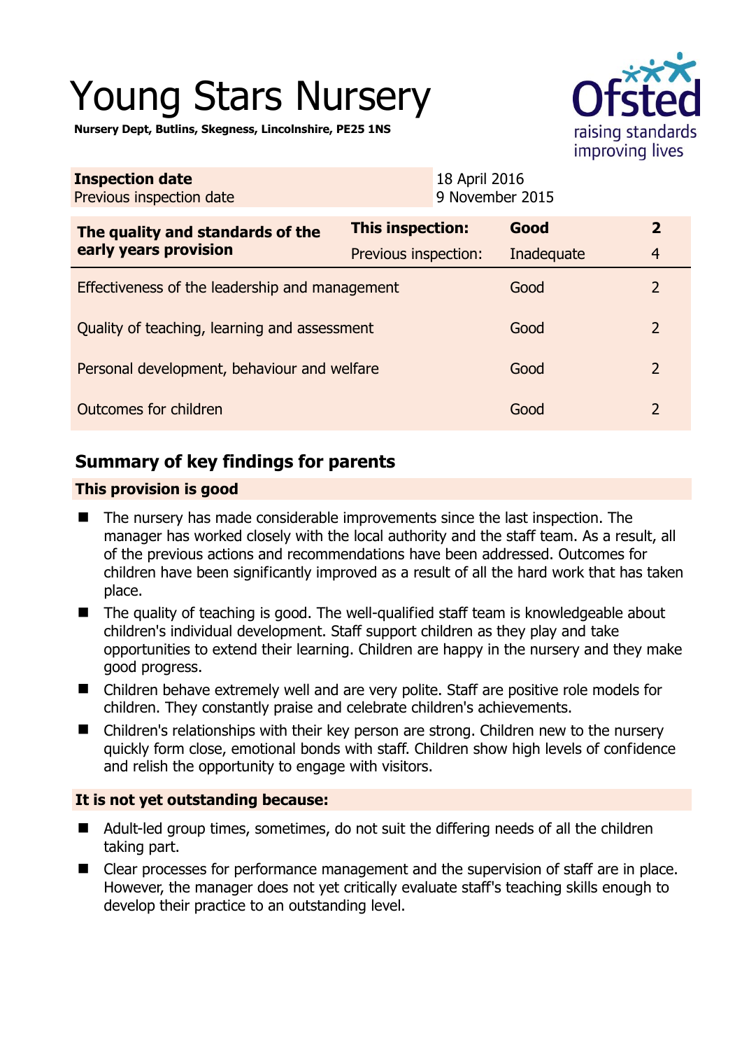# Young Stars Nursery

**Nursery Dept, Butlins, Skegness, Lincolnshire, PE25 1NS**

| **Inspection date** | 18 April 2016 |
|---|---|
| Previous inspection date | 9 November 2015 |

| **The quality and standards of the early years provision** | **This inspection:** | **Good** | **2** |
|---|---|---|---|
| | Previous inspection: | Inadequate | 4 |
| Effectiveness of the leadership and management | | Good | 2 |
| Quality of teaching, learning and assessment | | Good | 2 |
| Personal development, behaviour and welfare | | Good | 2 |
| Outcomes for children | | Good | 2 |

## Summary of key findings for parents

### This provision is good

- The nursery has made considerable improvements since the last inspection. The manager has worked closely with the local authority and the staff team. As a result, all of the previous actions and recommendations have been addressed. Outcomes for children have been significantly improved as a result of all the hard work that has taken place.
- The quality of teaching is good. The well-qualified staff team is knowledgeable about children's individual development. Staff support children as they play and take opportunities to extend their learning. Children are happy in the nursery and they make good progress.
- Children behave extremely well and are very polite. Staff are positive role models for children. They constantly praise and celebrate children's achievements.
- Children's relationships with their key person are strong. Children new to the nursery quickly form close, emotional bonds with staff. Children show high levels of confidence and relish the opportunity to engage with visitors.

### It is not yet outstanding because:

- Adult-led group times, sometimes, do not suit the differing needs of all the children taking part.
- Clear processes for performance management and the supervision of staff are in place. However, the manager does not yet critically evaluate staff's teaching skills enough to develop their practice to an outstanding level.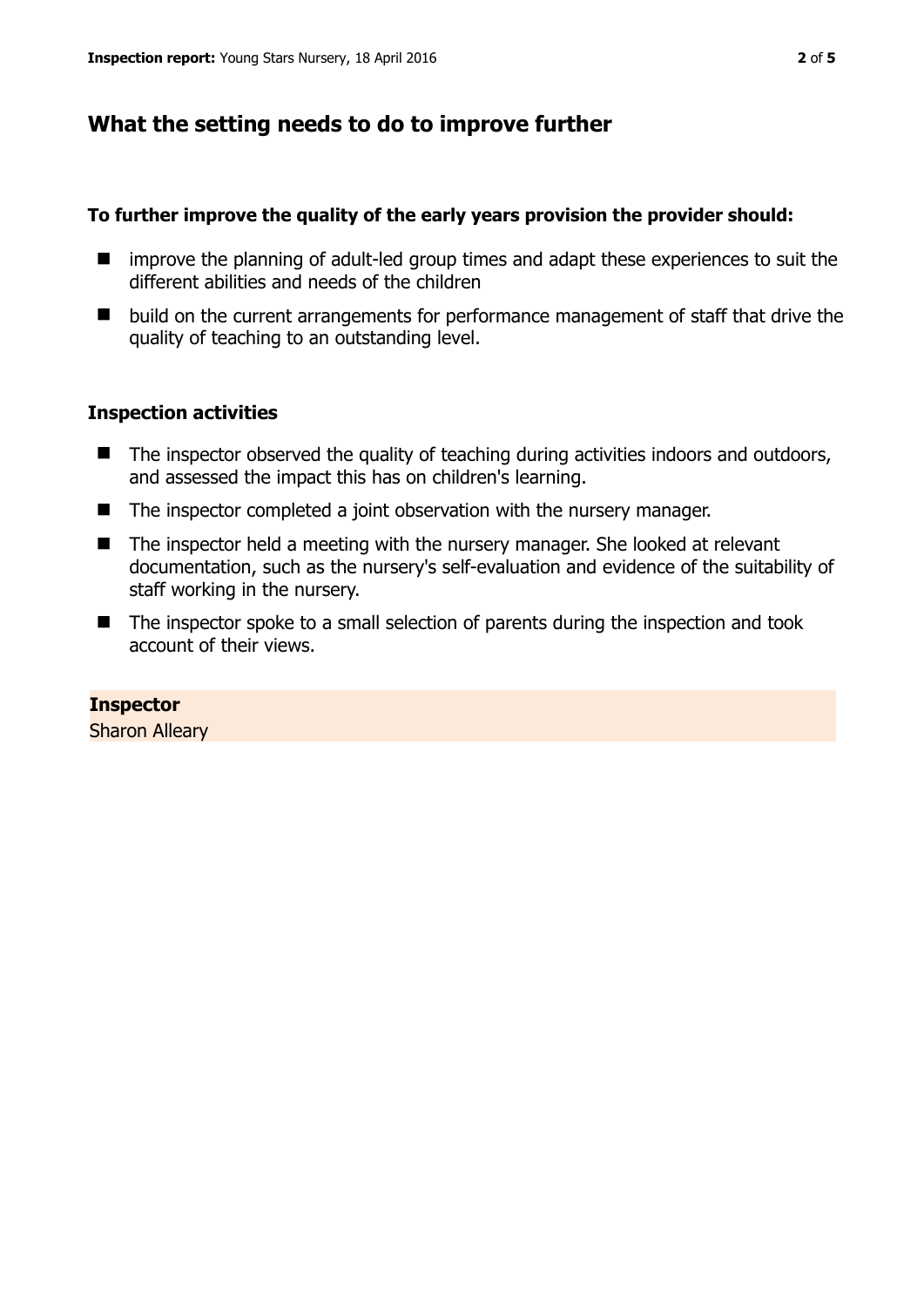## What the setting needs to do to improve further

### To further improve the quality of the early years provision the provider should:

- improve the planning of adult-led group times and adapt these experiences to suit the different abilities and needs of the children
- build on the current arrangements for performance management of staff that drive the quality of teaching to an outstanding level.

### Inspection activities

- The inspector observed the quality of teaching during activities indoors and outdoors, and assessed the impact this has on children's learning.
- The inspector completed a joint observation with the nursery manager.
- The inspector held a meeting with the nursery manager. She looked at relevant documentation, such as the nursery's self-evaluation and evidence of the suitability of staff working in the nursery.
- The inspector spoke to a small selection of parents during the inspection and took account of their views.

**Inspector**

Sharon Alleary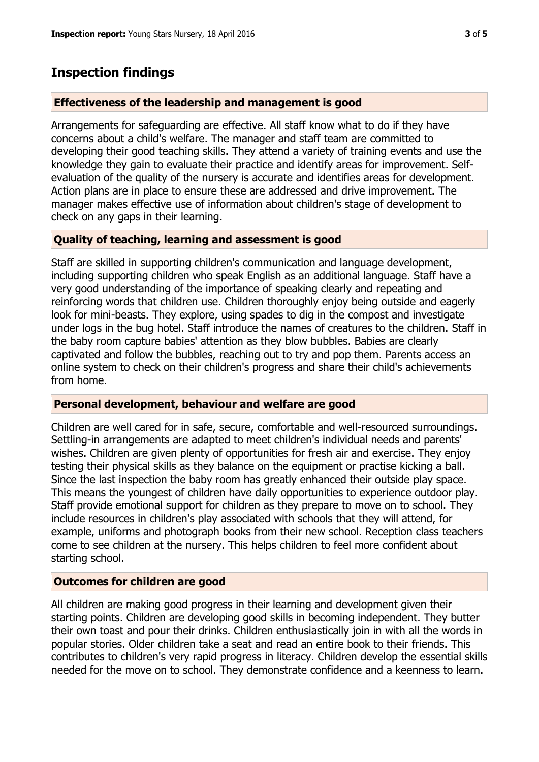# Inspection findings

### Effectiveness of the leadership and management is good

Arrangements for safeguarding are effective. All staff know what to do if they have concerns about a child's welfare. The manager and staff team are committed to developing their good teaching skills. They attend a variety of training events and use the knowledge they gain to evaluate their practice and identify areas for improvement. Self-evaluation of the quality of the nursery is accurate and identifies areas for development. Action plans are in place to ensure these are addressed and drive improvement. The manager makes effective use of information about children's stage of development to check on any gaps in their learning.

### Quality of teaching, learning and assessment is good

Staff are skilled in supporting children's communication and language development, including supporting children who speak English as an additional language. Staff have a very good understanding of the importance of speaking clearly and repeating and reinforcing words that children use. Children thoroughly enjoy being outside and eagerly look for mini-beasts. They explore, using spades to dig in the compost and investigate under logs in the bug hotel. Staff introduce the names of creatures to the children. Staff in the baby room capture babies' attention as they blow bubbles. Babies are clearly captivated and follow the bubbles, reaching out to try and pop them. Parents access an online system to check on their children's progress and share their child's achievements from home.

### Personal development, behaviour and welfare are good

Children are well cared for in safe, secure, comfortable and well-resourced surroundings. Settling-in arrangements are adapted to meet children's individual needs and parents' wishes. Children are given plenty of opportunities for fresh air and exercise. They enjoy testing their physical skills as they balance on the equipment or practise kicking a ball. Since the last inspection the baby room has greatly enhanced their outside play space. This means the youngest of children have daily opportunities to experience outdoor play. Staff provide emotional support for children as they prepare to move on to school. They include resources in children's play associated with schools that they will attend, for example, uniforms and photograph books from their new school. Reception class teachers come to see children at the nursery. This helps children to feel more confident about starting school.

### Outcomes for children are good

All children are making good progress in their learning and development given their starting points. Children are developing good skills in becoming independent. They butter their own toast and pour their drinks. Children enthusiastically join in with all the words in popular stories. Older children take a seat and read an entire book to their friends. This contributes to children's very rapid progress in literacy. Children develop the essential skills needed for the move on to school. They demonstrate confidence and a keenness to learn.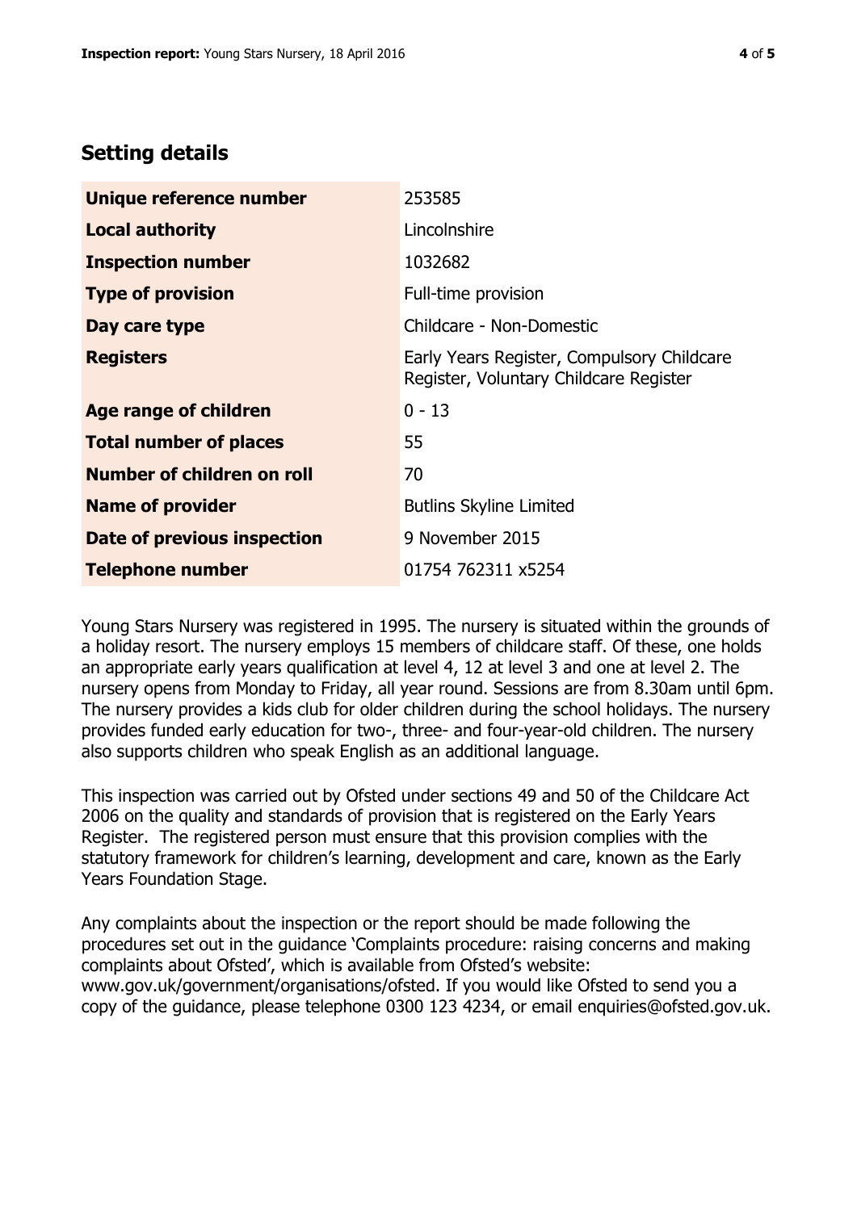## Setting details

| | |
|---|---|
| **Unique reference number** | 253585 |
| **Local authority** | Lincolnshire |
| **Inspection number** | 1032682 |
| **Type of provision** | Full-time provision |
| **Day care type** | Childcare - Non-Domestic |
| **Registers** | Early Years Register, Compulsory Childcare Register, Voluntary Childcare Register |
| **Age range of children** | 0 - 13 |
| **Total number of places** | 55 |
| **Number of children on roll** | 70 |
| **Name of provider** | Butlins Skyline Limited |
| **Date of previous inspection** | 9 November 2015 |
| **Telephone number** | 01754 762311 x5254 |

Young Stars Nursery was registered in 1995. The nursery is situated within the grounds of a holiday resort. The nursery employs 15 members of childcare staff. Of these, one holds an appropriate early years qualification at level 4, 12 at level 3 and one at level 2. The nursery opens from Monday to Friday, all year round. Sessions are from 8.30am until 6pm. The nursery provides a kids club for older children during the school holidays. The nursery provides funded early education for two-, three- and four-year-old children. The nursery also supports children who speak English as an additional language.

This inspection was carried out by Ofsted under sections 49 and 50 of the Childcare Act 2006 on the quality and standards of provision that is registered on the Early Years Register. The registered person must ensure that this provision complies with the statutory framework for children's learning, development and care, known as the Early Years Foundation Stage.

Any complaints about the inspection or the report should be made following the procedures set out in the guidance 'Complaints procedure: raising concerns and making complaints about Ofsted', which is available from Ofsted's website: www.gov.uk/government/organisations/ofsted. If you would like Ofsted to send you a copy of the guidance, please telephone 0300 123 4234, or email enquiries@ofsted.gov.uk.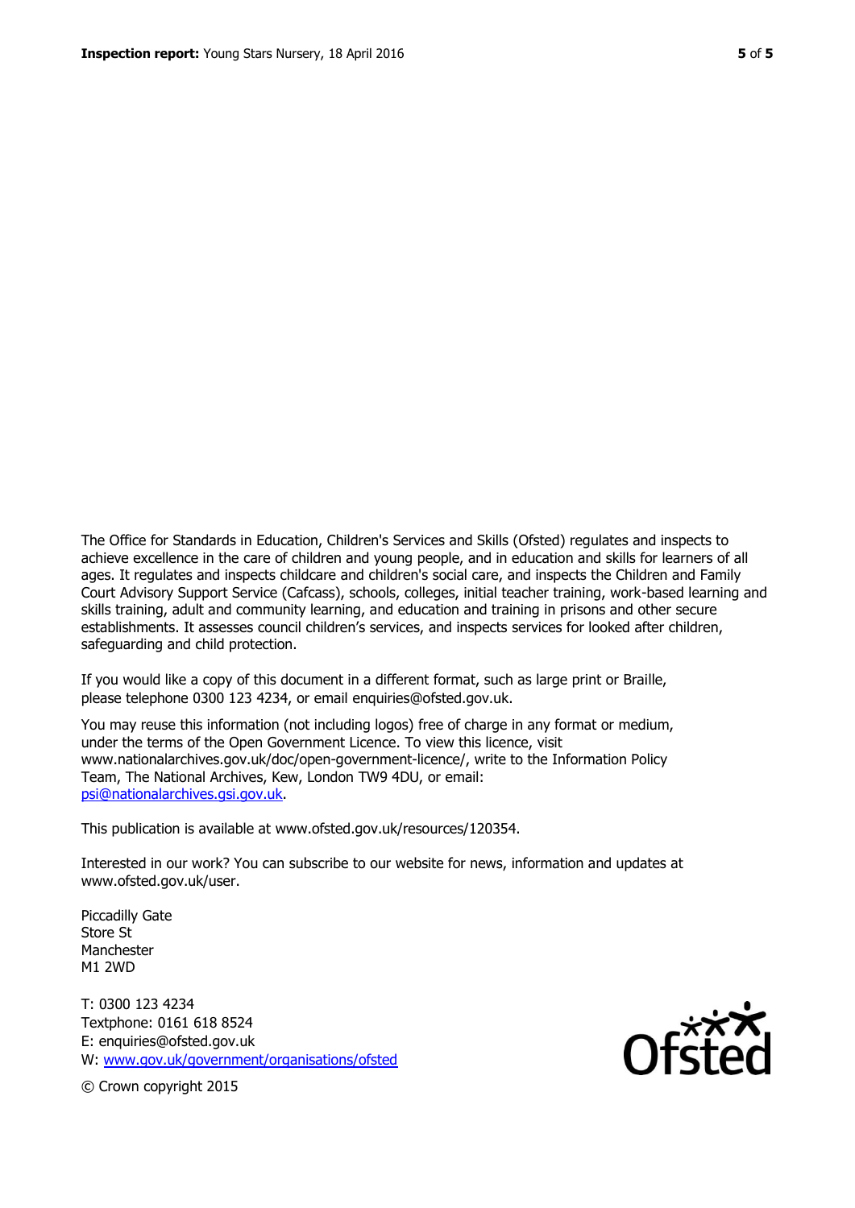The Office for Standards in Education, Children's Services and Skills (Ofsted) regulates and inspects to achieve excellence in the care of children and young people, and in education and skills for learners of all ages. It regulates and inspects childcare and children's social care, and inspects the Children and Family Court Advisory Support Service (Cafcass), schools, colleges, initial teacher training, work-based learning and skills training, adult and community learning, and education and training in prisons and other secure establishments. It assesses council children's services, and inspects services for looked after children, safeguarding and child protection.

If you would like a copy of this document in a different format, such as large print or Braille, please telephone 0300 123 4234, or email enquiries@ofsted.gov.uk.

You may reuse this information (not including logos) free of charge in any format or medium, under the terms of the Open Government Licence. To view this licence, visit www.nationalarchives.gov.uk/doc/open-government-licence/, write to the Information Policy Team, The National Archives, Kew, London TW9 4DU, or email: psi@nationalarchives.gsi.gov.uk.

This publication is available at www.ofsted.gov.uk/resources/120354.

Interested in our work? You can subscribe to our website for news, information and updates at www.ofsted.gov.uk/user.

Piccadilly Gate
Store St
Manchester
M1 2WD

T: 0300 123 4234
Textphone: 0161 618 8524
E: enquiries@ofsted.gov.uk
W: www.gov.uk/government/organisations/ofsted

© Crown copyright 2015